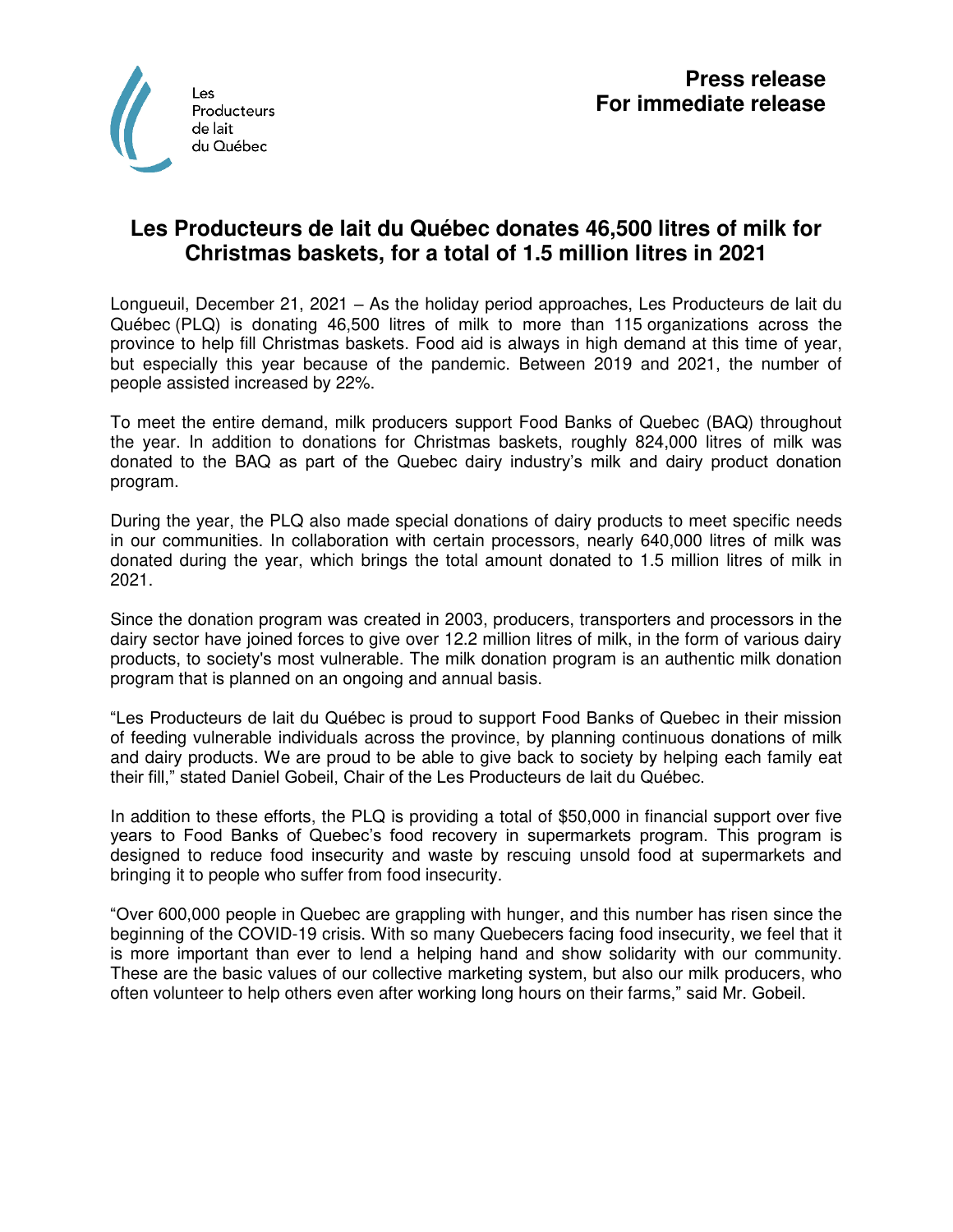Les Producteurs de lait du Québec

**Press release**
**For immediate release**

# Les Producteurs de lait du Québec donates 46,500 litres of milk for Christmas baskets, for a total of 1.5 million litres in 2021

Longueuil, December 21, 2021 – As the holiday period approaches, Les Producteurs de lait du Québec (PLQ) is donating 46,500 litres of milk to more than 115 organizations across the province to help fill Christmas baskets. Food aid is always in high demand at this time of year, but especially this year because of the pandemic. Between 2019 and 2021, the number of people assisted increased by 22%.

To meet the entire demand, milk producers support Food Banks of Quebec (BAQ) throughout the year. In addition to donations for Christmas baskets, roughly 824,000 litres of milk was donated to the BAQ as part of the Quebec dairy industry's milk and dairy product donation program.

During the year, the PLQ also made special donations of dairy products to meet specific needs in our communities. In collaboration with certain processors, nearly 640,000 litres of milk was donated during the year, which brings the total amount donated to 1.5 million litres of milk in 2021.

Since the donation program was created in 2003, producers, transporters and processors in the dairy sector have joined forces to give over 12.2 million litres of milk, in the form of various dairy products, to society's most vulnerable. The milk donation program is an authentic milk donation program that is planned on an ongoing and annual basis.

"Les Producteurs de lait du Québec is proud to support Food Banks of Quebec in their mission of feeding vulnerable individuals across the province, by planning continuous donations of milk and dairy products. We are proud to be able to give back to society by helping each family eat their fill," stated Daniel Gobeil, Chair of the Les Producteurs de lait du Québec.

In addition to these efforts, the PLQ is providing a total of $50,000 in financial support over five years to Food Banks of Quebec's food recovery in supermarkets program. This program is designed to reduce food insecurity and waste by rescuing unsold food at supermarkets and bringing it to people who suffer from food insecurity.

"Over 600,000 people in Quebec are grappling with hunger, and this number has risen since the beginning of the COVID-19 crisis. With so many Quebecers facing food insecurity, we feel that it is more important than ever to lend a helping hand and show solidarity with our community. These are the basic values of our collective marketing system, but also our milk producers, who often volunteer to help others even after working long hours on their farms," said Mr. Gobeil.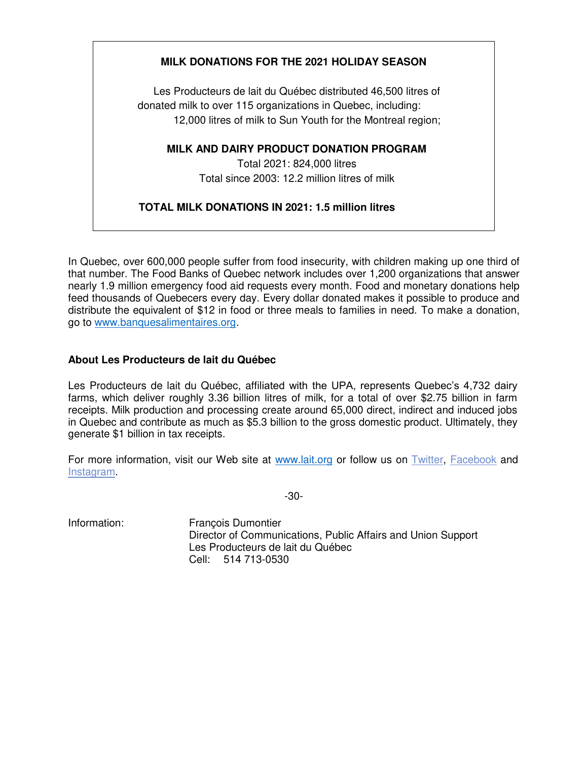**MILK DONATIONS FOR THE 2021 HOLIDAY SEASON**

Les Producteurs de lait du Québec distributed 46,500 litres of donated milk to over 115 organizations in Quebec, including:

12,000 litres of milk to Sun Youth for the Montreal region;

**MILK AND DAIRY PRODUCT DONATION PROGRAM**

Total 2021: 824,000 litres

Total since 2003: 12.2 million litres of milk

**TOTAL MILK DONATIONS IN 2021: 1.5 million litres**

In Quebec, over 600,000 people suffer from food insecurity, with children making up one third of that number. The Food Banks of Quebec network includes over 1,200 organizations that answer nearly 1.9 million emergency food aid requests every month. Food and monetary donations help feed thousands of Quebecers every day. Every dollar donated makes it possible to produce and distribute the equivalent of $12 in food or three meals to families in need. To make a donation, go to www.banquesalimentaires.org.

**About Les Producteurs de lait du Québec**

Les Producteurs de lait du Québec, affiliated with the UPA, represents Quebec's 4,732 dairy farms, which deliver roughly 3.36 billion litres of milk, for a total of over $2.75 billion in farm receipts. Milk production and processing create around 65,000 direct, indirect and induced jobs in Quebec and contribute as much as $5.3 billion to the gross domestic product. Ultimately, they generate $1 billion in tax receipts.

For more information, visit our Web site at www.lait.org or follow us on Twitter, Facebook and Instagram.

-30-

Information: François Dumontier
Director of Communications, Public Affairs and Union Support
Les Producteurs de lait du Québec
Cell: 514 713-0530